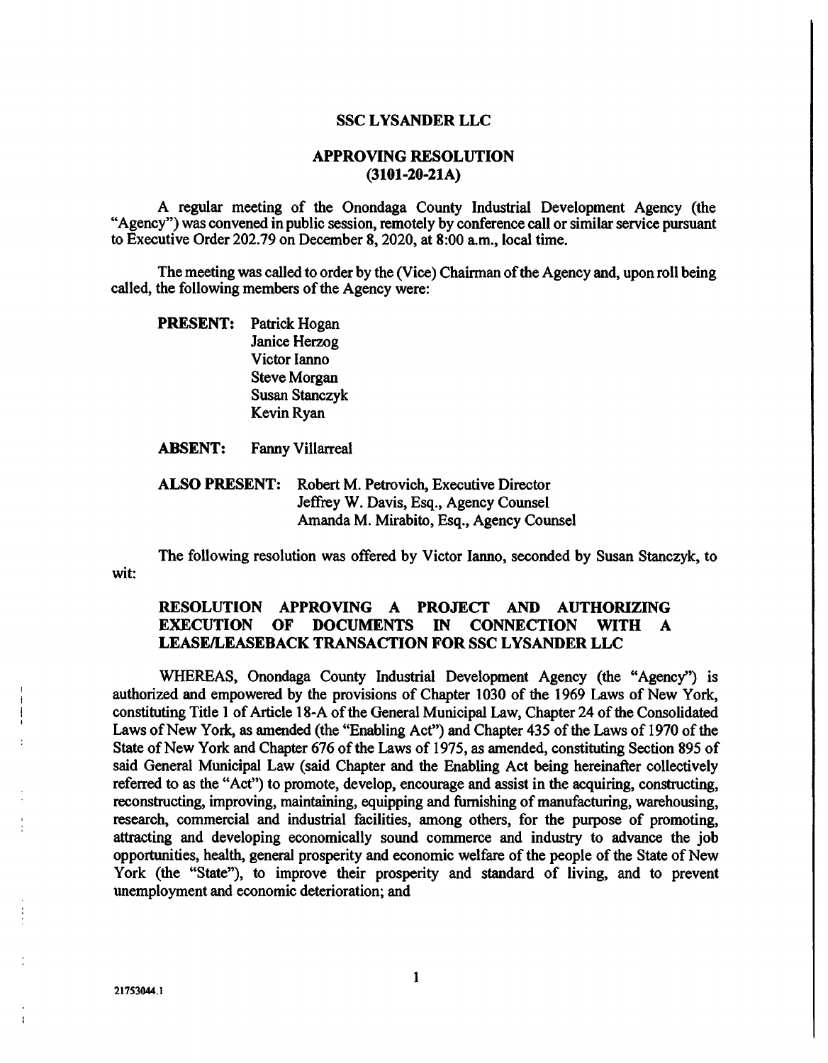**SSC LYSANDER LLC**

**APPROVING RESOLUTION**
**(3101-20-21A)**

A regular meeting of the Onondaga County Industrial Development Agency (the "Agency") was convened in public session, remotely by conference call or similar service pursuant to Executive Order 202.79 on December 8, 2020, at 8:00 a.m., local time.

The meeting was called to order by the (Vice) Chairman of the Agency and, upon roll being called, the following members of the Agency were:

**PRESENT:** Patrick Hogan
Janice Herzog
Victor Ianno
Steve Morgan
Susan Stanczyk
Kevin Ryan

**ABSENT:** Fanny Villarreal

**ALSO PRESENT:** Robert M. Petrovich, Executive Director
Jeffrey W. Davis, Esq., Agency Counsel
Amanda M. Mirabito, Esq., Agency Counsel

The following resolution was offered by Victor Ianno, seconded by Susan Stanczyk, to wit:

**RESOLUTION APPROVING A PROJECT AND AUTHORIZING EXECUTION OF DOCUMENTS IN CONNECTION WITH A LEASE/LEASEBACK TRANSACTION FOR SSC LYSANDER LLC**

WHEREAS, Onondaga County Industrial Development Agency (the "Agency") is authorized and empowered by the provisions of Chapter 1030 of the 1969 Laws of New York, constituting Title 1 of Article 18-A of the General Municipal Law, Chapter 24 of the Consolidated Laws of New York, as amended (the "Enabling Act") and Chapter 435 of the Laws of 1970 of the State of New York and Chapter 676 of the Laws of 1975, as amended, constituting Section 895 of said General Municipal Law (said Chapter and the Enabling Act being hereinafter collectively referred to as the "Act") to promote, develop, encourage and assist in the acquiring, constructing, reconstructing, improving, maintaining, equipping and furnishing of manufacturing, warehousing, research, commercial and industrial facilities, among others, for the purpose of promoting, attracting and developing economically sound commerce and industry to advance the job opportunities, health, general prosperity and economic welfare of the people of the State of New York (the "State"), to improve their prosperity and standard of living, and to prevent unemployment and economic deterioration; and

21753044.1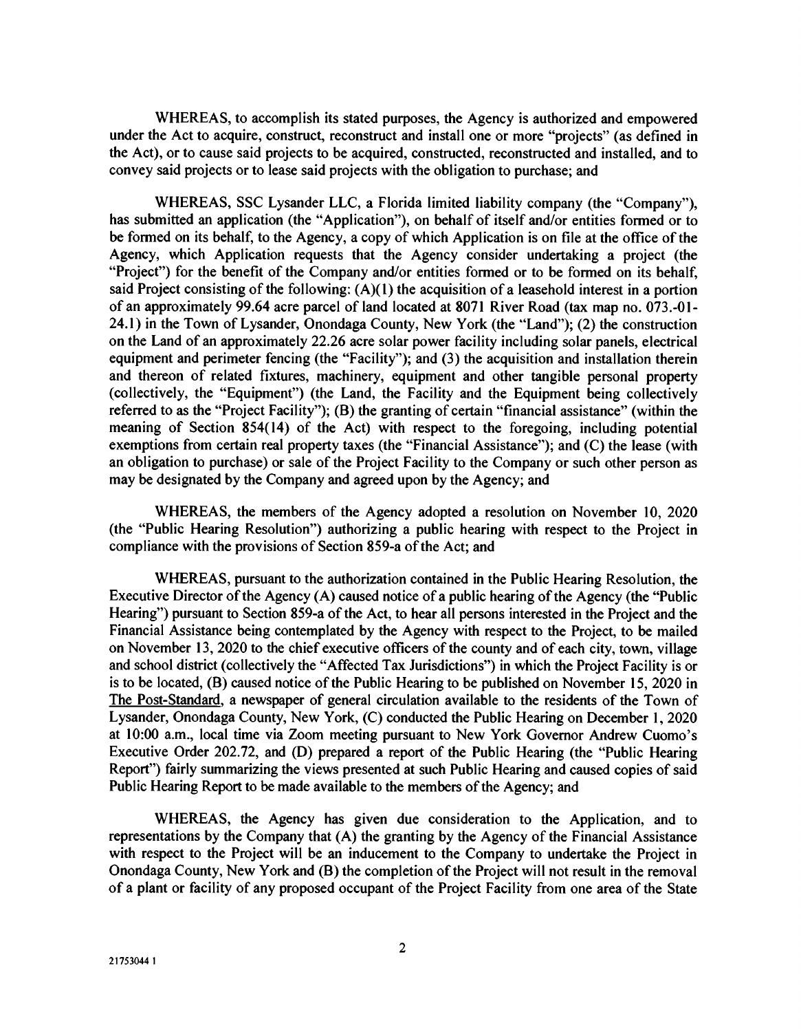WHEREAS, to accomplish its stated purposes, the Agency is authorized and empowered under the Act to acquire, construct, reconstruct and install one or more "projects" (as defined in the Act), or to cause said projects to be acquired, constructed, reconstructed and installed, and to convey said projects or to lease said projects with the obligation to purchase; and

WHEREAS, SSC Lysander LLC, a Florida limited liability company (the "Company"), has submitted an application (the "Application"), on behalf of itself and/or entities formed or to be formed on its behalf, to the Agency, a copy of which Application is on file at the office of the Agency, which Application requests that the Agency consider undertaking a project (the "Project") for the benefit of the Company and/or entities formed or to be formed on its behalf, said Project consisting of the following: (A)(1) the acquisition of a leasehold interest in a portion of an approximately 99.64 acre parcel of land located at 8071 River Road (tax map no. 073.-01-24.1) in the Town of Lysander, Onondaga County, New York (the "Land"); (2) the construction on the Land of an approximately 22.26 acre solar power facility including solar panels, electrical equipment and perimeter fencing (the "Facility"); and (3) the acquisition and installation therein and thereon of related fixtures, machinery, equipment and other tangible personal property (collectively, the "Equipment") (the Land, the Facility and the Equipment being collectively referred to as the "Project Facility"); (B) the granting of certain "financial assistance" (within the meaning of Section 854(14) of the Act) with respect to the foregoing, including potential exemptions from certain real property taxes (the "Financial Assistance"); and (C) the lease (with an obligation to purchase) or sale of the Project Facility to the Company or such other person as may be designated by the Company and agreed upon by the Agency; and

WHEREAS, the members of the Agency adopted a resolution on November 10, 2020 (the "Public Hearing Resolution") authorizing a public hearing with respect to the Project in compliance with the provisions of Section 859-a of the Act; and

WHEREAS, pursuant to the authorization contained in the Public Hearing Resolution, the Executive Director of the Agency (A) caused notice of a public hearing of the Agency (the "Public Hearing") pursuant to Section 859-a of the Act, to hear all persons interested in the Project and the Financial Assistance being contemplated by the Agency with respect to the Project, to be mailed on November 13, 2020 to the chief executive officers of the county and of each city, town, village and school district (collectively the "Affected Tax Jurisdictions") in which the Project Facility is or is to be located, (B) caused notice of the Public Hearing to be published on November 15, 2020 in The Post-Standard, a newspaper of general circulation available to the residents of the Town of Lysander, Onondaga County, New York, (C) conducted the Public Hearing on December 1, 2020 at 10:00 a.m., local time via Zoom meeting pursuant to New York Governor Andrew Cuomo's Executive Order 202.72, and (D) prepared a report of the Public Hearing (the "Public Hearing Report") fairly summarizing the views presented at such Public Hearing and caused copies of said Public Hearing Report to be made available to the members of the Agency; and

WHEREAS, the Agency has given due consideration to the Application, and to representations by the Company that (A) the granting by the Agency of the Financial Assistance with respect to the Project will be an inducement to the Company to undertake the Project in Onondaga County, New York and (B) the completion of the Project will not result in the removal of a plant or facility of any proposed occupant of the Project Facility from one area of the State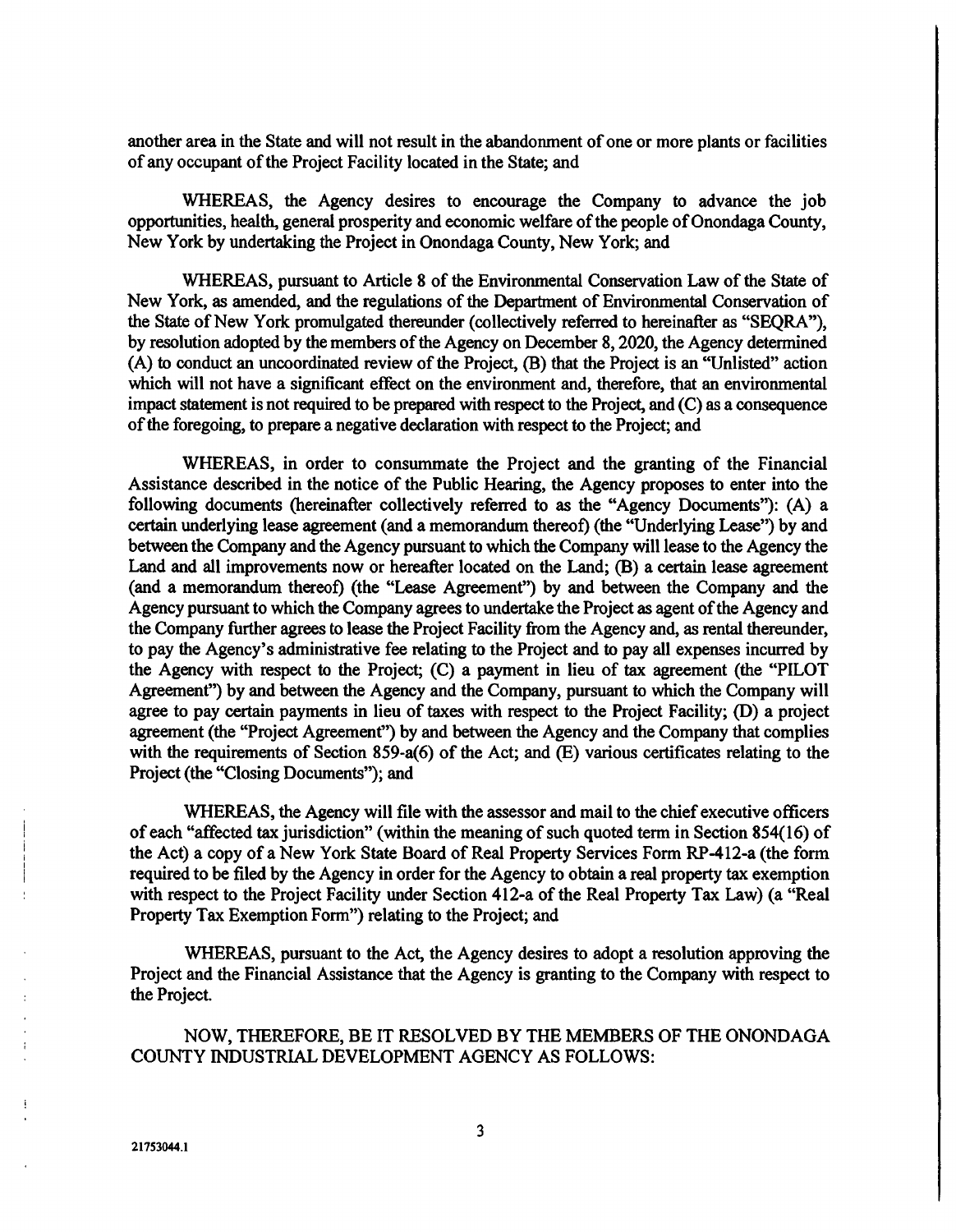another area in the State and will not result in the abandonment of one or more plants or facilities of any occupant of the Project Facility located in the State; and

WHEREAS, the Agency desires to encourage the Company to advance the job opportunities, health, general prosperity and economic welfare of the people of Onondaga County, New York by undertaking the Project in Onondaga County, New York; and

WHEREAS, pursuant to Article 8 of the Environmental Conservation Law of the State of New York, as amended, and the regulations of the Department of Environmental Conservation of the State of New York promulgated thereunder (collectively referred to hereinafter as "SEQRA"), by resolution adopted by the members of the Agency on December 8, 2020, the Agency determined (A) to conduct an uncoordinated review of the Project, (B) that the Project is an "Unlisted" action which will not have a significant effect on the environment and, therefore, that an environmental impact statement is not required to be prepared with respect to the Project, and (C) as a consequence of the foregoing, to prepare a negative declaration with respect to the Project; and

WHEREAS, in order to consummate the Project and the granting of the Financial Assistance described in the notice of the Public Hearing, the Agency proposes to enter into the following documents (hereinafter collectively referred to as the "Agency Documents"): (A) a certain underlying lease agreement (and a memorandum thereof) (the "Underlying Lease") by and between the Company and the Agency pursuant to which the Company will lease to the Agency the Land and all improvements now or hereafter located on the Land; (B) a certain lease agreement (and a memorandum thereof) (the "Lease Agreement") by and between the Company and the Agency pursuant to which the Company agrees to undertake the Project as agent of the Agency and the Company further agrees to lease the Project Facility from the Agency and, as rental thereunder, to pay the Agency's administrative fee relating to the Project and to pay all expenses incurred by the Agency with respect to the Project; (C) a payment in lieu of tax agreement (the "PILOT Agreement") by and between the Agency and the Company, pursuant to which the Company will agree to pay certain payments in lieu of taxes with respect to the Project Facility; (D) a project agreement (the "Project Agreement") by and between the Agency and the Company that complies with the requirements of Section 859-a(6) of the Act; and (E) various certificates relating to the Project (the "Closing Documents"); and

WHEREAS, the Agency will file with the assessor and mail to the chief executive officers of each "affected tax jurisdiction" (within the meaning of such quoted term in Section 854(16) of the Act) a copy of a New York State Board of Real Property Services Form RP-412-a (the form required to be filed by the Agency in order for the Agency to obtain a real property tax exemption with respect to the Project Facility under Section 412-a of the Real Property Tax Law) (a "Real Property Tax Exemption Form") relating to the Project; and

WHEREAS, pursuant to the Act, the Agency desires to adopt a resolution approving the Project and the Financial Assistance that the Agency is granting to the Company with respect to the Project.

NOW, THEREFORE, BE IT RESOLVED BY THE MEMBERS OF THE ONONDAGA COUNTY INDUSTRIAL DEVELOPMENT AGENCY AS FOLLOWS:

21753044.1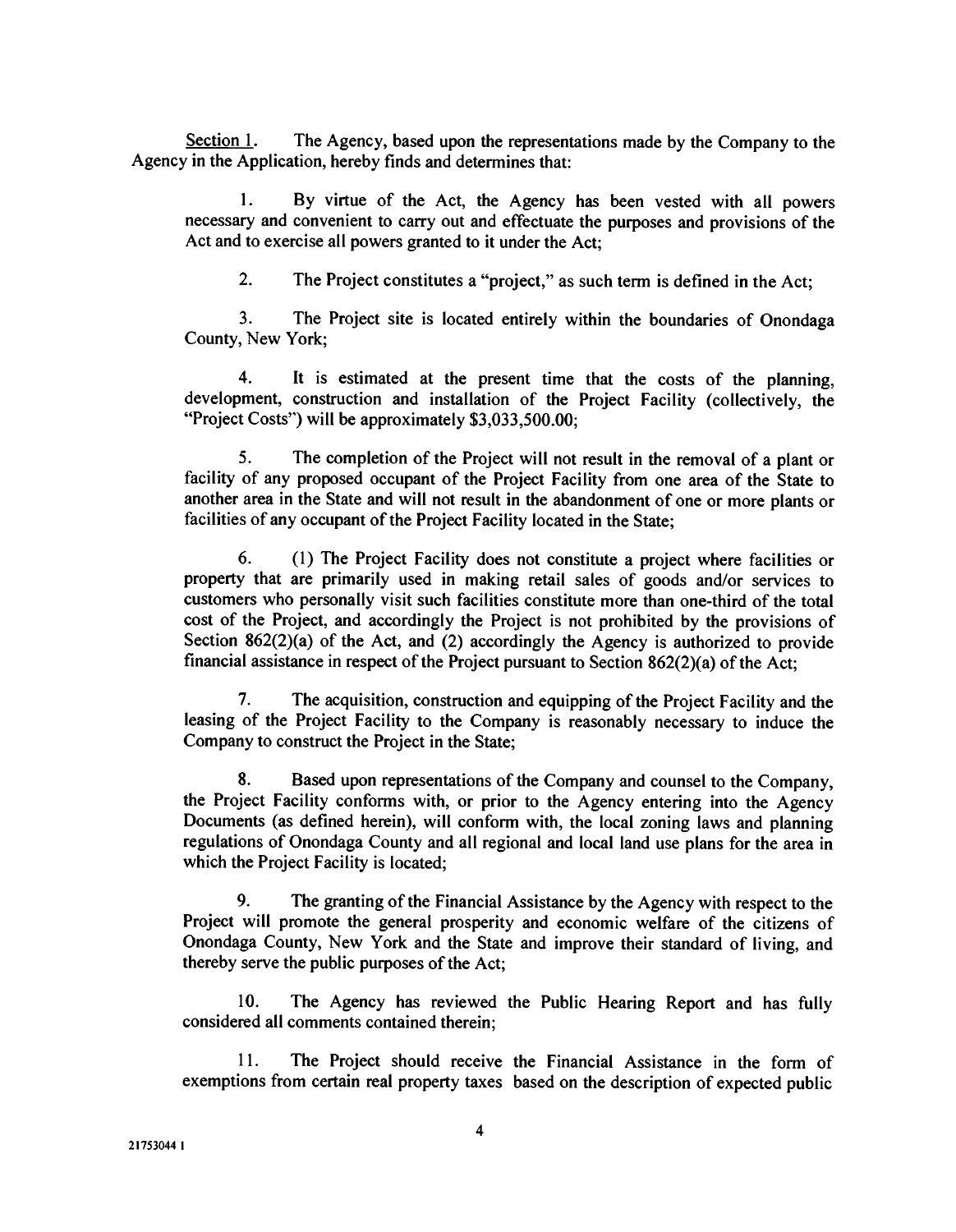<u>Section 1</u>. The Agency, based upon the representations made by the Company to the Agency in the Application, hereby finds and determines that:

1. By virtue of the Act, the Agency has been vested with all powers necessary and convenient to carry out and effectuate the purposes and provisions of the Act and to exercise all powers granted to it under the Act;

2. The Project constitutes a "project," as such term is defined in the Act;

3. The Project site is located entirely within the boundaries of Onondaga County, New York;

4. It is estimated at the present time that the costs of the planning, development, construction and installation of the Project Facility (collectively, the "Project Costs") will be approximately $3,033,500.00;

5. The completion of the Project will not result in the removal of a plant or facility of any proposed occupant of the Project Facility from one area of the State to another area in the State and will not result in the abandonment of one or more plants or facilities of any occupant of the Project Facility located in the State;

6. (1) The Project Facility does not constitute a project where facilities or property that are primarily used in making retail sales of goods and/or services to customers who personally visit such facilities constitute more than one-third of the total cost of the Project, and accordingly the Project is not prohibited by the provisions of Section 862(2)(a) of the Act, and (2) accordingly the Agency is authorized to provide financial assistance in respect of the Project pursuant to Section 862(2)(a) of the Act;

7. The acquisition, construction and equipping of the Project Facility and the leasing of the Project Facility to the Company is reasonably necessary to induce the Company to construct the Project in the State;

8. Based upon representations of the Company and counsel to the Company, the Project Facility conforms with, or prior to the Agency entering into the Agency Documents (as defined herein), will conform with, the local zoning laws and planning regulations of Onondaga County and all regional and local land use plans for the area in which the Project Facility is located;

9. The granting of the Financial Assistance by the Agency with respect to the Project will promote the general prosperity and economic welfare of the citizens of Onondaga County, New York and the State and improve their standard of living, and thereby serve the public purposes of the Act;

10. The Agency has reviewed the Public Hearing Report and has fully considered all comments contained therein;

11. The Project should receive the Financial Assistance in the form of exemptions from certain real property taxes based on the description of expected public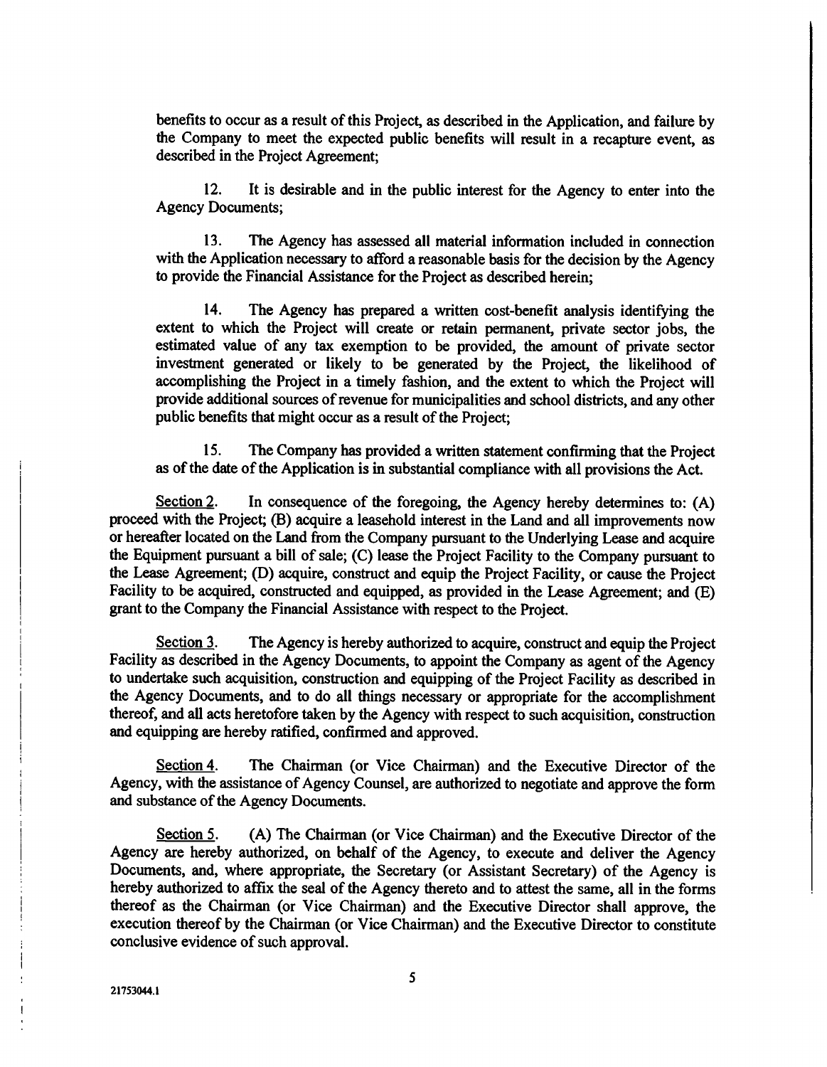benefits to occur as a result of this Project, as described in the Application, and failure by the Company to meet the expected public benefits will result in a recapture event, as described in the Project Agreement;

12. It is desirable and in the public interest for the Agency to enter into the Agency Documents;

13. The Agency has assessed all material information included in connection with the Application necessary to afford a reasonable basis for the decision by the Agency to provide the Financial Assistance for the Project as described herein;

14. The Agency has prepared a written cost-benefit analysis identifying the extent to which the Project will create or retain permanent, private sector jobs, the estimated value of any tax exemption to be provided, the amount of private sector investment generated or likely to be generated by the Project, the likelihood of accomplishing the Project in a timely fashion, and the extent to which the Project will provide additional sources of revenue for municipalities and school districts, and any other public benefits that might occur as a result of the Project;

15. The Company has provided a written statement confirming that the Project as of the date of the Application is in substantial compliance with all provisions the Act.

Section 2. In consequence of the foregoing, the Agency hereby determines to: (A) proceed with the Project; (B) acquire a leasehold interest in the Land and all improvements now or hereafter located on the Land from the Company pursuant to the Underlying Lease and acquire the Equipment pursuant a bill of sale; (C) lease the Project Facility to the Company pursuant to the Lease Agreement; (D) acquire, construct and equip the Project Facility, or cause the Project Facility to be acquired, constructed and equipped, as provided in the Lease Agreement; and (E) grant to the Company the Financial Assistance with respect to the Project.

Section 3. The Agency is hereby authorized to acquire, construct and equip the Project Facility as described in the Agency Documents, to appoint the Company as agent of the Agency to undertake such acquisition, construction and equipping of the Project Facility as described in the Agency Documents, and to do all things necessary or appropriate for the accomplishment thereof, and all acts heretofore taken by the Agency with respect to such acquisition, construction and equipping are hereby ratified, confirmed and approved.

Section 4. The Chairman (or Vice Chairman) and the Executive Director of the Agency, with the assistance of Agency Counsel, are authorized to negotiate and approve the form and substance of the Agency Documents.

Section 5. (A) The Chairman (or Vice Chairman) and the Executive Director of the Agency are hereby authorized, on behalf of the Agency, to execute and deliver the Agency Documents, and, where appropriate, the Secretary (or Assistant Secretary) of the Agency is hereby authorized to affix the seal of the Agency thereto and to attest the same, all in the forms thereof as the Chairman (or Vice Chairman) and the Executive Director shall approve, the execution thereof by the Chairman (or Vice Chairman) and the Executive Director to constitute conclusive evidence of such approval.

21753044.1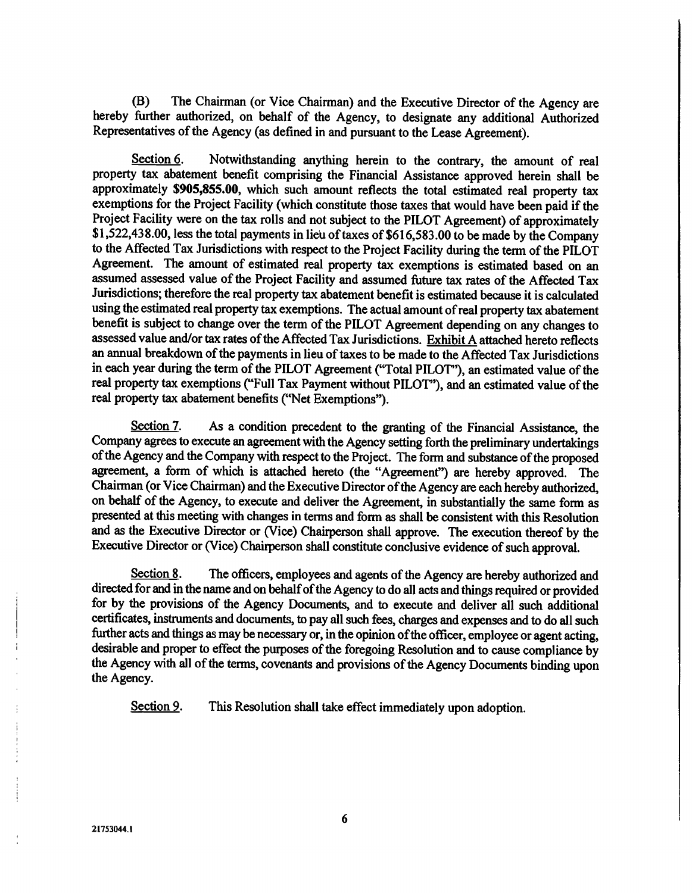(B) The Chairman (or Vice Chairman) and the Executive Director of the Agency are hereby further authorized, on behalf of the Agency, to designate any additional Authorized Representatives of the Agency (as defined in and pursuant to the Lease Agreement).

<u>Section 6</u>. Notwithstanding anything herein to the contrary, the amount of real property tax abatement benefit comprising the Financial Assistance approved herein shall be approximately **$905,855.00**, which such amount reflects the total estimated real property tax exemptions for the Project Facility (which constitute those taxes that would have been paid if the Project Facility were on the tax rolls and not subject to the PILOT Agreement) of approximately $1,522,438.00, less the total payments in lieu of taxes of $616,583.00 to be made by the Company to the Affected Tax Jurisdictions with respect to the Project Facility during the term of the PILOT Agreement. The amount of estimated real property tax exemptions is estimated based on an assumed assessed value of the Project Facility and assumed future tax rates of the Affected Tax Jurisdictions; therefore the real property tax abatement benefit is estimated because it is calculated using the estimated real property tax exemptions. The actual amount of real property tax abatement benefit is subject to change over the term of the PILOT Agreement depending on any changes to assessed value and/or tax rates of the Affected Tax Jurisdictions. <u>Exhibit A</u> attached hereto reflects an annual breakdown of the payments in lieu of taxes to be made to the Affected Tax Jurisdictions in each year during the term of the PILOT Agreement ("Total PILOT"), an estimated value of the real property tax exemptions ("Full Tax Payment without PILOT"), and an estimated value of the real property tax abatement benefits ("Net Exemptions").

<u>Section 7</u>. As a condition precedent to the granting of the Financial Assistance, the Company agrees to execute an agreement with the Agency setting forth the preliminary undertakings of the Agency and the Company with respect to the Project. The form and substance of the proposed agreement, a form of which is attached hereto (the "Agreement") are hereby approved. The Chairman (or Vice Chairman) and the Executive Director of the Agency are each hereby authorized, on behalf of the Agency, to execute and deliver the Agreement, in substantially the same form as presented at this meeting with changes in terms and form as shall be consistent with this Resolution and as the Executive Director or (Vice) Chairperson shall approve. The execution thereof by the Executive Director or (Vice) Chairperson shall constitute conclusive evidence of such approval.

<u>Section 8</u>. The officers, employees and agents of the Agency are hereby authorized and directed for and in the name and on behalf of the Agency to do all acts and things required or provided for by the provisions of the Agency Documents, and to execute and deliver all such additional certificates, instruments and documents, to pay all such fees, charges and expenses and to do all such further acts and things as may be necessary or, in the opinion of the officer, employee or agent acting, desirable and proper to effect the purposes of the foregoing Resolution and to cause compliance by the Agency with all of the terms, covenants and provisions of the Agency Documents binding upon the Agency.

<u>Section 9</u>. This Resolution shall take effect immediately upon adoption.

21753044.1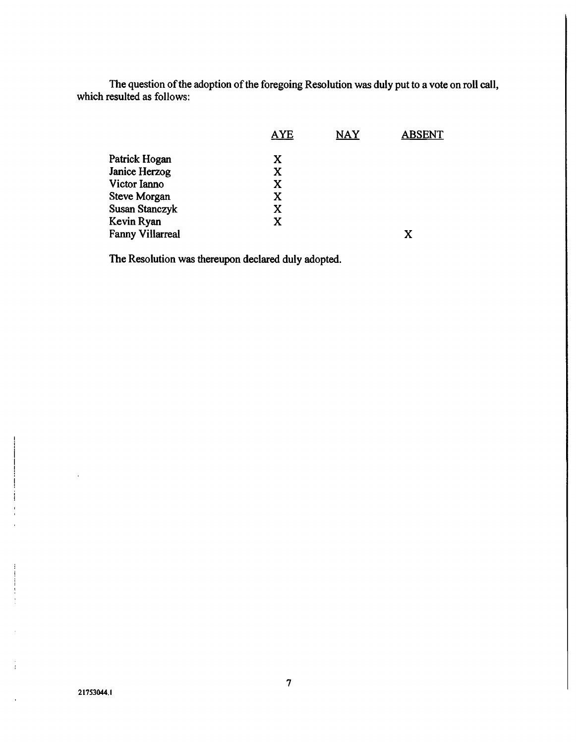The question of the adoption of the foregoing Resolution was duly put to a vote on roll call, which resulted as follows:

| | AYE | NAY | ABSENT |
|---|---|---|---|
| Patrick Hogan | X | | |
| Janice Herzog | X | | |
| Victor Ianno | X | | |
| Steve Morgan | X | | |
| Susan Stanczyk | X | | |
| Kevin Ryan | X | | |
| Fanny Villarreal | | | X |

The Resolution was thereupon declared duly adopted.

21753044.1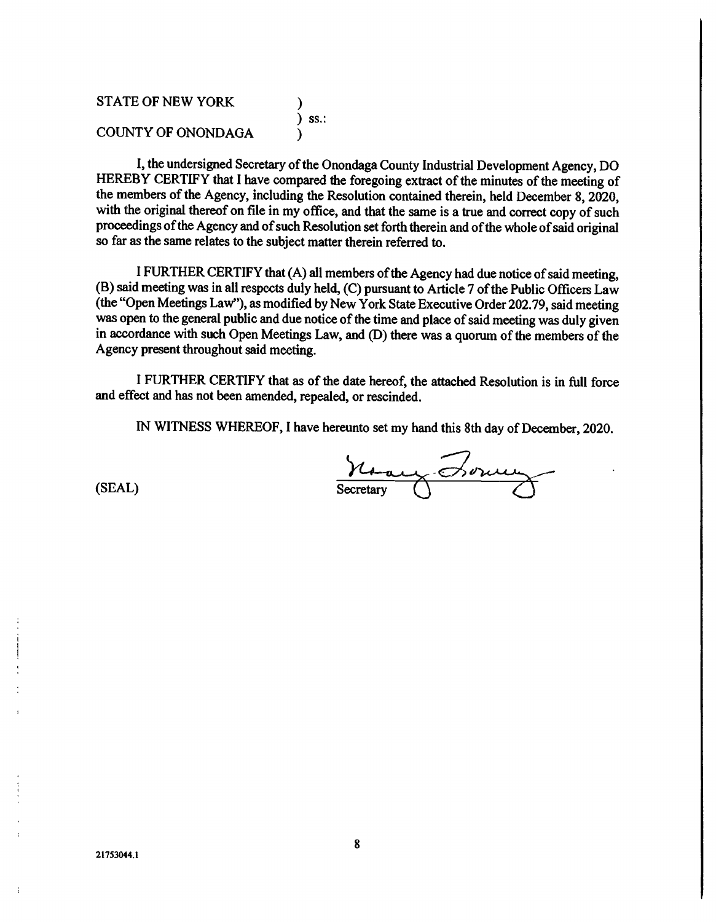STATE OF NEW YORK )
) ss.:
COUNTY OF ONONDAGA )

I, the undersigned Secretary of the Onondaga County Industrial Development Agency, DO HEREBY CERTIFY that I have compared the foregoing extract of the minutes of the meeting of the members of the Agency, including the Resolution contained therein, held December 8, 2020, with the original thereof on file in my office, and that the same is a true and correct copy of such proceedings of the Agency and of such Resolution set forth therein and of the whole of said original so far as the same relates to the subject matter therein referred to.

I FURTHER CERTIFY that (A) all members of the Agency had due notice of said meeting, (B) said meeting was in all respects duly held, (C) pursuant to Article 7 of the Public Officers Law (the "Open Meetings Law"), as modified by New York State Executive Order 202.79, said meeting was open to the general public and due notice of the time and place of said meeting was duly given in accordance with such Open Meetings Law, and (D) there was a quorum of the members of the Agency present throughout said meeting.

I FURTHER CERTIFY that as of the date hereof, the attached Resolution is in full force and effect and has not been amended, repealed, or rescinded.

IN WITNESS WHEREOF, I have hereunto set my hand this 8th day of December, 2020.

(SEAL)

Secretary

21753044.1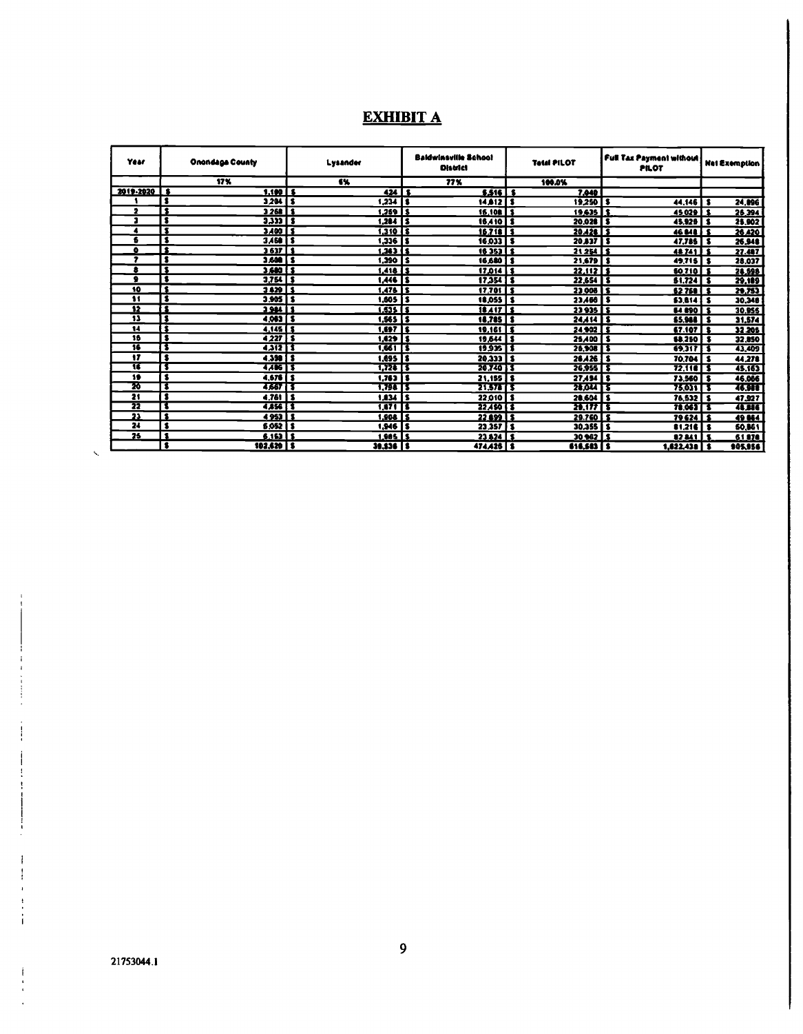# EXHIBIT A

| Year | Onondaga County | Lysander | Baldwinsville School District | Total PILOT | Full Tax Payment without PILOT | Net Exemption |
|---|---|---|---|---|---|---|
| | 17% | 6% | 77% | 100.0% | | |
| 2019-2020 | $ 1,199 | $ 424 | $ 5,516 | $ 7,040 | | |
| 1 | $ 3,204 | $ 1,234 | $ 14,812 | $ 19,250 | $ 44,146 | $ 24,896 |
| 2 | $ 3,268 | $ 1,259 | $ 15,108 | $ 19,635 | $ 45,029 | $ 25,394 |
| 3 | $ 3,333 | $ 1,284 | $ 15,410 | $ 20,028 | $ 45,929 | $ 25,902 |
| 4 | $ 3,400 | $ 1,310 | $ 15,718 | $ 20,428 | $ 46,848 | $ 26,420 |
| 5 | $ 3,468 | $ 1,336 | $ 16,033 | $ 20,837 | $ 47,785 | $ 26,948 |
| 6 | $ 3,537 | $ 1,363 | $ 16,353 | $ 21,254 | $ 48,741 | $ 27,487 |
| 7 | $ 3,608 | $ 1,390 | $ 16,680 | $ 21,679 | $ 49,716 | $ 28,037 |
| 8 | $ 3,680 | $ 1,418 | $ 17,014 | $ 22,112 | $ 50,710 | $ 28,598 |
| 9 | $ 3,754 | $ 1,446 | $ 17,354 | $ 22,554 | $ 51,724 | $ 29,169 |
| 10 | $ 3,829 | $ 1,475 | $ 17,701 | $ 23,006 | $ 52,759 | $ 29,753 |
| 11 | $ 3,905 | $ 1,505 | $ 18,055 | $ 23,466 | $ 53,814 | $ 30,348 |
| 12 | $ 3,984 | $ 1,535 | $ 18,417 | $ 23,935 | $ 54,890 | $ 30,955 |
| 13 | $ 4,063 | $ 1,565 | $ 18,785 | $ 24,414 | $ 55,988 | $ 31,574 |
| 14 | $ 4,145 | $ 1,597 | $ 19,161 | $ 24,902 | $ 57,107 | $ 32,205 |
| 15 | $ 4,227 | $ 1,629 | $ 19,544 | $ 25,400 | $ 58,250 | $ 32,850 |
| 16 | $ 4,312 | $ 1,661 | $ 19,935 | $ 25,908 | $ 69,317 | $ 43,409 |
| 17 | $ 4,398 | $ 1,695 | $ 20,333 | $ 26,426 | $ 70,704 | $ 44,278 |
| 18 | $ 4,486 | $ 1,728 | $ 20,740 | $ 26,955 | $ 72,118 | $ 45,163 |
| 19 | $ 4,576 | $ 1,763 | $ 21,155 | $ 27,494 | $ 73,560 | $ 46,066 |
| 20 | $ 4,667 | $ 1,798 | $ 21,578 | $ 28,044 | $ 75,031 | $ 46,988 |
| 21 | $ 4,761 | $ 1,834 | $ 22,010 | $ 28,604 | $ 76,532 | $ 47,927 |
| 22 | $ 4,856 | $ 1,871 | $ 22,450 | $ 29,177 | $ 78,063 | $ 48,886 |
| 23 | $ 4,953 | $ 1,908 | $ 22,899 | $ 29,760 | $ 79,624 | $ 49,864 |
| 24 | $ 5,052 | $ 1,946 | $ 23,357 | $ 30,355 | $ 81,216 | $ 50,861 |
| 25 | $ 5,153 | $ 1,985 | $ 23,824 | $ 30,962 | $ 82,841 | $ 51,878 |
| | $ 102,620 | $ 39,536 | $ 474,425 | $ 616,583 | $ 1,522,438 | $ 905,856 |

21753044.1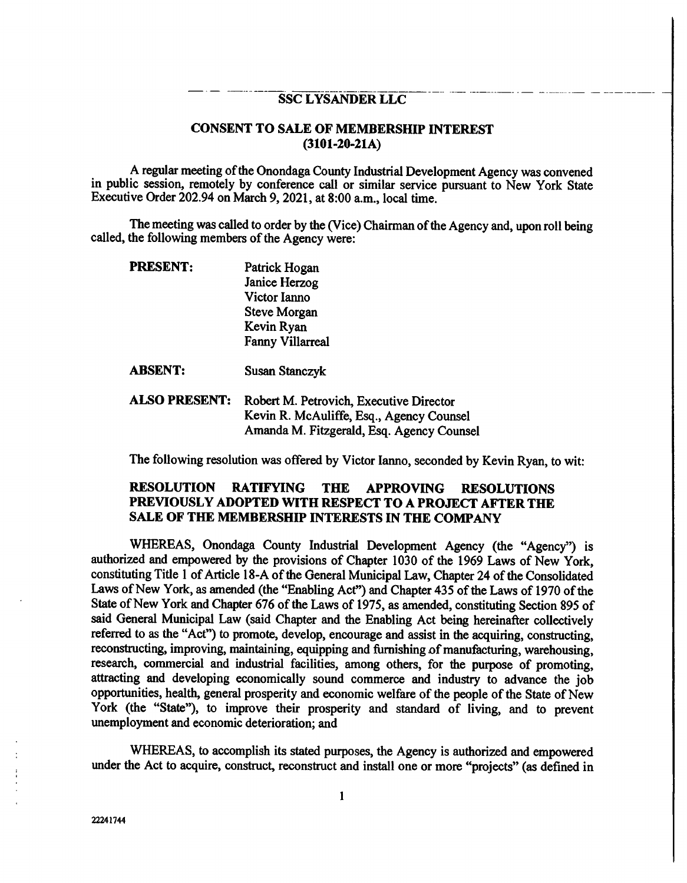**SSC LYSANDER LLC**

**CONSENT TO SALE OF MEMBERSHIP INTEREST**
**(3101-20-21A)**

A regular meeting of the Onondaga County Industrial Development Agency was convened in public session, remotely by conference call or similar service pursuant to New York State Executive Order 202.94 on March 9, 2021, at 8:00 a.m., local time.

The meeting was called to order by the (Vice) Chairman of the Agency and, upon roll being called, the following members of the Agency were:

| | |
|---|---|
| **PRESENT:** | Patrick Hogan<br>Janice Herzog<br>Victor Ianno<br>Steve Morgan<br>Kevin Ryan<br>Fanny Villarreal |
| **ABSENT:** | Susan Stanczyk |
| **ALSO PRESENT:** | Robert M. Petrovich, Executive Director<br>Kevin R. McAuliffe, Esq., Agency Counsel<br>Amanda M. Fitzgerald, Esq. Agency Counsel |

The following resolution was offered by Victor Ianno, seconded by Kevin Ryan, to wit:

**RESOLUTION RATIFYING THE APPROVING RESOLUTIONS PREVIOUSLY ADOPTED WITH RESPECT TO A PROJECT AFTER THE SALE OF THE MEMBERSHIP INTERESTS IN THE COMPANY**

WHEREAS, Onondaga County Industrial Development Agency (the "Agency") is authorized and empowered by the provisions of Chapter 1030 of the 1969 Laws of New York, constituting Title 1 of Article 18-A of the General Municipal Law, Chapter 24 of the Consolidated Laws of New York, as amended (the "Enabling Act") and Chapter 435 of the Laws of 1970 of the State of New York and Chapter 676 of the Laws of 1975, as amended, constituting Section 895 of said General Municipal Law (said Chapter and the Enabling Act being hereinafter collectively referred to as the "Act") to promote, develop, encourage and assist in the acquiring, constructing, reconstructing, improving, maintaining, equipping and furnishing of manufacturing, warehousing, research, commercial and industrial facilities, among others, for the purpose of promoting, attracting and developing economically sound commerce and industry to advance the job opportunities, health, general prosperity and economic welfare of the people of the State of New York (the "State"), to improve their prosperity and standard of living, and to prevent unemployment and economic deterioration; and

WHEREAS, to accomplish its stated purposes, the Agency is authorized and empowered under the Act to acquire, construct, reconstruct and install one or more "projects" (as defined in

22241744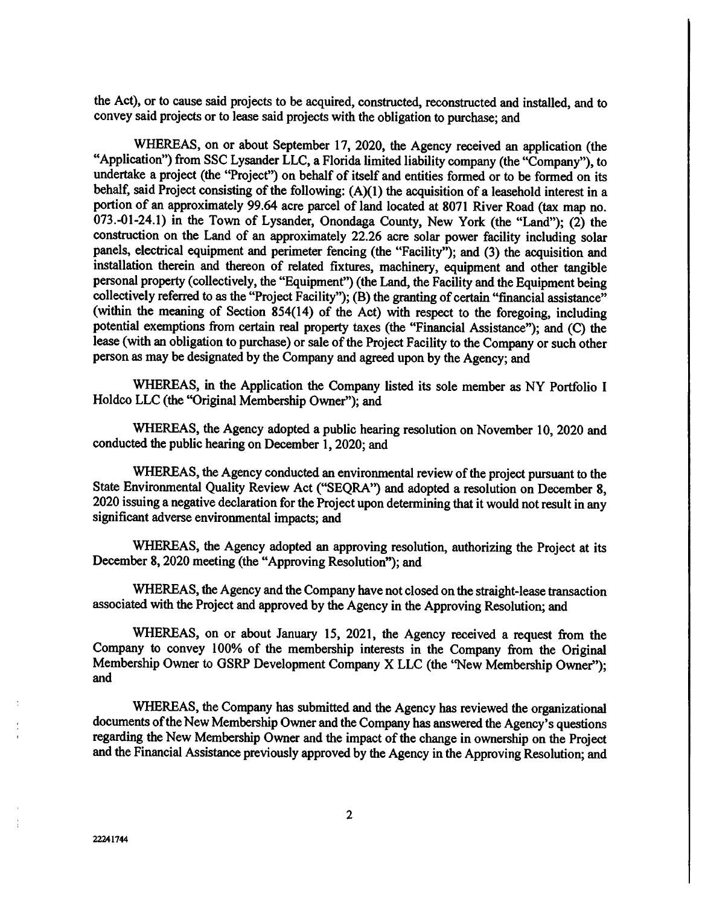the Act), or to cause said projects to be acquired, constructed, reconstructed and installed, and to convey said projects or to lease said projects with the obligation to purchase; and

WHEREAS, on or about September 17, 2020, the Agency received an application (the "Application") from SSC Lysander LLC, a Florida limited liability company (the "Company"), to undertake a project (the "Project") on behalf of itself and entities formed or to be formed on its behalf, said Project consisting of the following: (A)(1) the acquisition of a leasehold interest in a portion of an approximately 99.64 acre parcel of land located at 8071 River Road (tax map no. 073.-01-24.1) in the Town of Lysander, Onondaga County, New York (the "Land"); (2) the construction on the Land of an approximately 22.26 acre solar power facility including solar panels, electrical equipment and perimeter fencing (the "Facility"); and (3) the acquisition and installation therein and thereon of related fixtures, machinery, equipment and other tangible personal property (collectively, the "Equipment") (the Land, the Facility and the Equipment being collectively referred to as the "Project Facility"); (B) the granting of certain "financial assistance" (within the meaning of Section 854(14) of the Act) with respect to the foregoing, including potential exemptions from certain real property taxes (the "Financial Assistance"); and (C) the lease (with an obligation to purchase) or sale of the Project Facility to the Company or such other person as may be designated by the Company and agreed upon by the Agency; and

WHEREAS, in the Application the Company listed its sole member as NY Portfolio I Holdco LLC (the "Original Membership Owner"); and

WHEREAS, the Agency adopted a public hearing resolution on November 10, 2020 and conducted the public hearing on December 1, 2020; and

WHEREAS, the Agency conducted an environmental review of the project pursuant to the State Environmental Quality Review Act ("SEQRA") and adopted a resolution on December 8, 2020 issuing a negative declaration for the Project upon determining that it would not result in any significant adverse environmental impacts; and

WHEREAS, the Agency adopted an approving resolution, authorizing the Project at its December 8, 2020 meeting (the "Approving Resolution"); and

WHEREAS, the Agency and the Company have not closed on the straight-lease transaction associated with the Project and approved by the Agency in the Approving Resolution; and

WHEREAS, on or about January 15, 2021, the Agency received a request from the Company to convey 100% of the membership interests in the Company from the Original Membership Owner to GSRP Development Company X LLC (the "New Membership Owner"); and

WHEREAS, the Company has submitted and the Agency has reviewed the organizational documents of the New Membership Owner and the Company has answered the Agency's questions regarding the New Membership Owner and the impact of the change in ownership on the Project and the Financial Assistance previously approved by the Agency in the Approving Resolution; and

22241744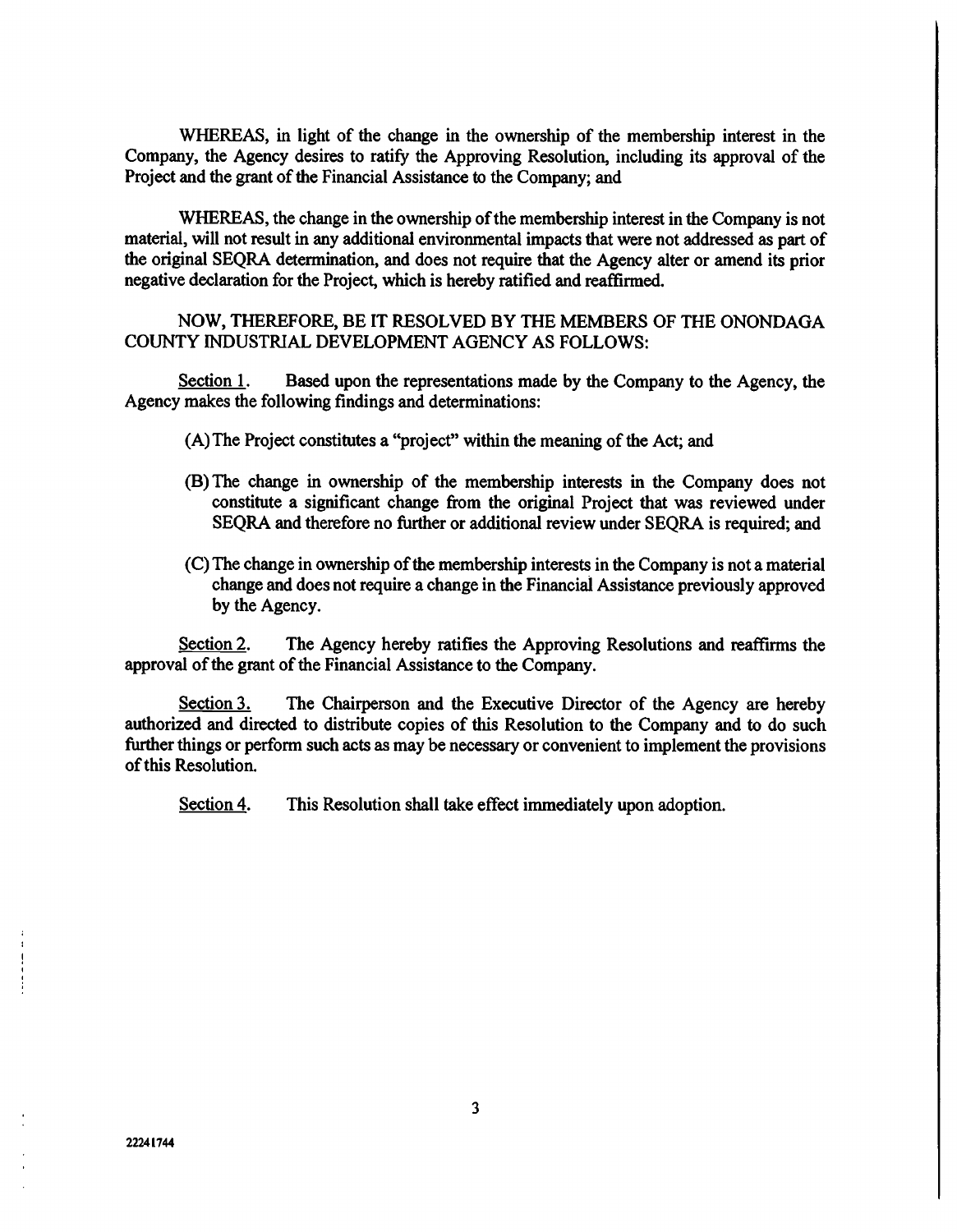WHEREAS, in light of the change in the ownership of the membership interest in the Company, the Agency desires to ratify the Approving Resolution, including its approval of the Project and the grant of the Financial Assistance to the Company; and

WHEREAS, the change in the ownership of the membership interest in the Company is not material, will not result in any additional environmental impacts that were not addressed as part of the original SEQRA determination, and does not require that the Agency alter or amend its prior negative declaration for the Project, which is hereby ratified and reaffirmed.

NOW, THEREFORE, BE IT RESOLVED BY THE MEMBERS OF THE ONONDAGA COUNTY INDUSTRIAL DEVELOPMENT AGENCY AS FOLLOWS:

Section 1. Based upon the representations made by the Company to the Agency, the Agency makes the following findings and determinations:

(A) The Project constitutes a "project" within the meaning of the Act; and

(B) The change in ownership of the membership interests in the Company does not constitute a significant change from the original Project that was reviewed under SEQRA and therefore no further or additional review under SEQRA is required; and

(C) The change in ownership of the membership interests in the Company is not a material change and does not require a change in the Financial Assistance previously approved by the Agency.

Section 2. The Agency hereby ratifies the Approving Resolutions and reaffirms the approval of the grant of the Financial Assistance to the Company.

Section 3. The Chairperson and the Executive Director of the Agency are hereby authorized and directed to distribute copies of this Resolution to the Company and to do such further things or perform such acts as may be necessary or convenient to implement the provisions of this Resolution.

Section 4. This Resolution shall take effect immediately upon adoption.

22241744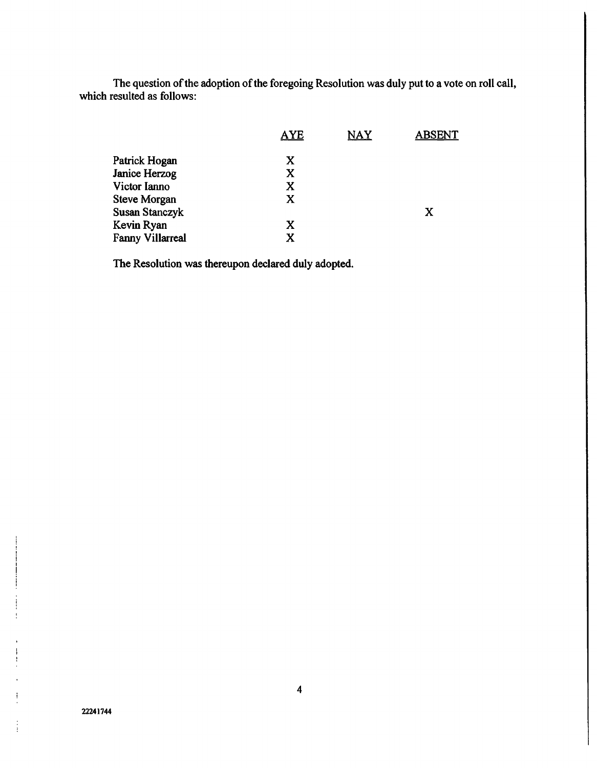The question of the adoption of the foregoing Resolution was duly put to a vote on roll call, which resulted as follows:

| | AYE | NAY | ABSENT |
|---|---|---|---|
| Patrick Hogan | X | | |
| Janice Herzog | X | | |
| Victor Ianno | X | | |
| Steve Morgan | X | | |
| Susan Stanczyk | | | X |
| Kevin Ryan | X | | |
| Fanny Villarreal | X | | |

The Resolution was thereupon declared duly adopted.

22241744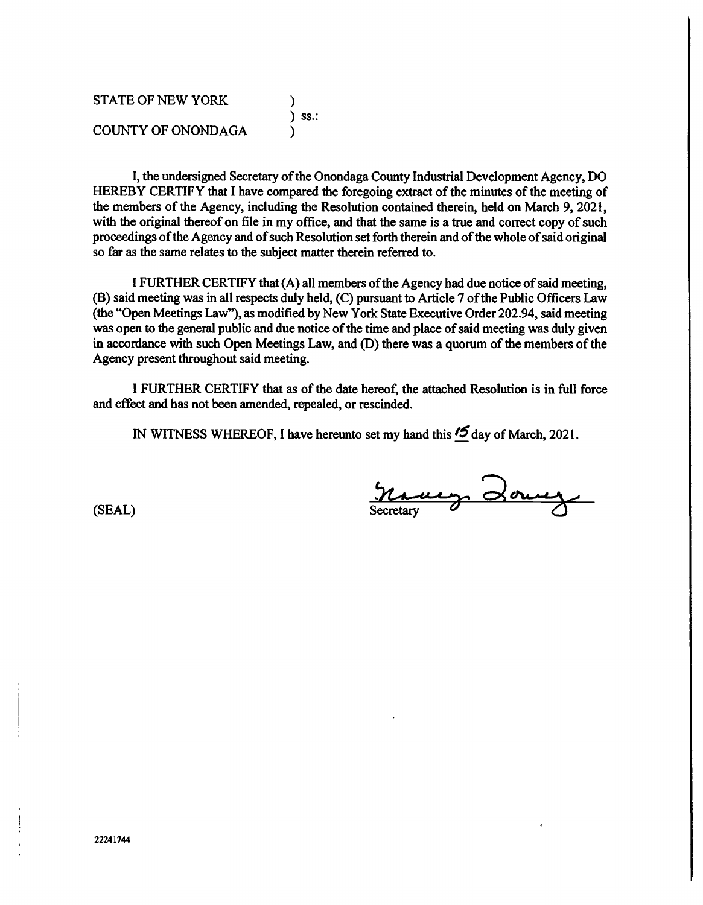STATE OF NEW YORK )
) ss.:
COUNTY OF ONONDAGA )

I, the undersigned Secretary of the Onondaga County Industrial Development Agency, DO HEREBY CERTIFY that I have compared the foregoing extract of the minutes of the meeting of the members of the Agency, including the Resolution contained therein, held on March 9, 2021, with the original thereof on file in my office, and that the same is a true and correct copy of such proceedings of the Agency and of such Resolution set forth therein and of the whole of said original so far as the same relates to the subject matter therein referred to.

I FURTHER CERTIFY that (A) all members of the Agency had due notice of said meeting, (B) said meeting was in all respects duly held, (C) pursuant to Article 7 of the Public Officers Law (the "Open Meetings Law"), as modified by New York State Executive Order 202.94, said meeting was open to the general public and due notice of the time and place of said meeting was duly given in accordance with such Open Meetings Law, and (D) there was a quorum of the members of the Agency present throughout said meeting.

I FURTHER CERTIFY that as of the date hereof, the attached Resolution is in full force and effect and has not been amended, repealed, or rescinded.

IN WITNESS WHEREOF, I have hereunto set my hand this 15 day of March, 2021.

(SEAL)

Nancy Lowery
Secretary

22241744